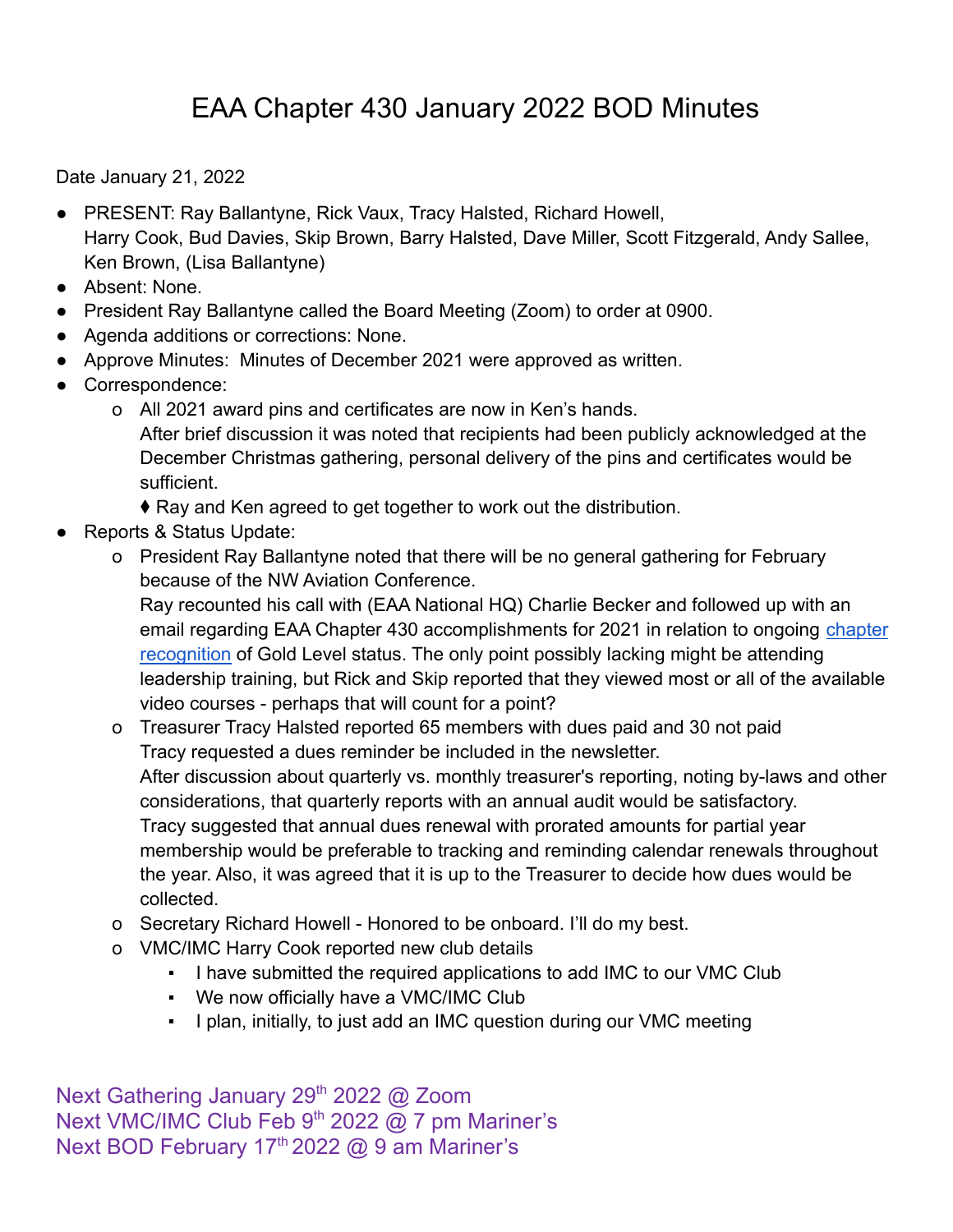# EAA Chapter 430 January 2022 BOD Minutes

Date January 21, 2022

- PRESENT: Ray Ballantyne, Rick Vaux, Tracy Halsted, Richard Howell, Harry Cook, Bud Davies, Skip Brown, Barry Halsted, Dave Miller, Scott Fitzgerald, Andy Sallee, Ken Brown, (Lisa Ballantyne)
- Absent: None.
- President Ray Ballantyne called the Board Meeting (Zoom) to order at 0900.
- Agenda additions or corrections: None.
- Approve Minutes: Minutes of December 2021 were approved as written.
- Correspondence:
  - All 2021 award pins and certificates are now in Ken's hands. After brief discussion it was noted that recipients had been publicly acknowledged at the December Christmas gathering, personal delivery of the pins and certificates would be sufficient.
    - Ray and Ken agreed to get together to work out the distribution.
- Reports & Status Update:
  - President Ray Ballantyne noted that there will be no general gathering for February because of the NW Aviation Conference.
    Ray recounted his call with (EAA National HQ) Charlie Becker and followed up with an email regarding EAA Chapter 430 accomplishments for 2021 in relation to ongoing chapter recognition of Gold Level status. The only point possibly lacking might be attending leadership training, but Rick and Skip reported that they viewed most or all of the available video courses - perhaps that will count for a point?
  - Treasurer Tracy Halsted reported 65 members with dues paid and 30 not paid
    Tracy requested a dues reminder be included in the newsletter.
    After discussion about quarterly vs. monthly treasurer's reporting, noting by-laws and other considerations, that quarterly reports with an annual audit would be satisfactory.
    Tracy suggested that annual dues renewal with prorated amounts for partial year membership would be preferable to tracking and reminding calendar renewals throughout the year. Also, it was agreed that it is up to the Treasurer to decide how dues would be collected.
  - Secretary Richard Howell - Honored to be onboard. I'll do my best.
  - VMC/IMC Harry Cook reported new club details
    - I have submitted the required applications to add IMC to our VMC Club
    - We now officially have a VMC/IMC Club
    - I plan, initially, to just add an IMC question during our VMC meeting

Next Gathering January 29th 2022 @ Zoom
Next VMC/IMC Club Feb 9th 2022 @ 7 pm Mariner's
Next BOD February 17th 2022 @ 9 am Mariner's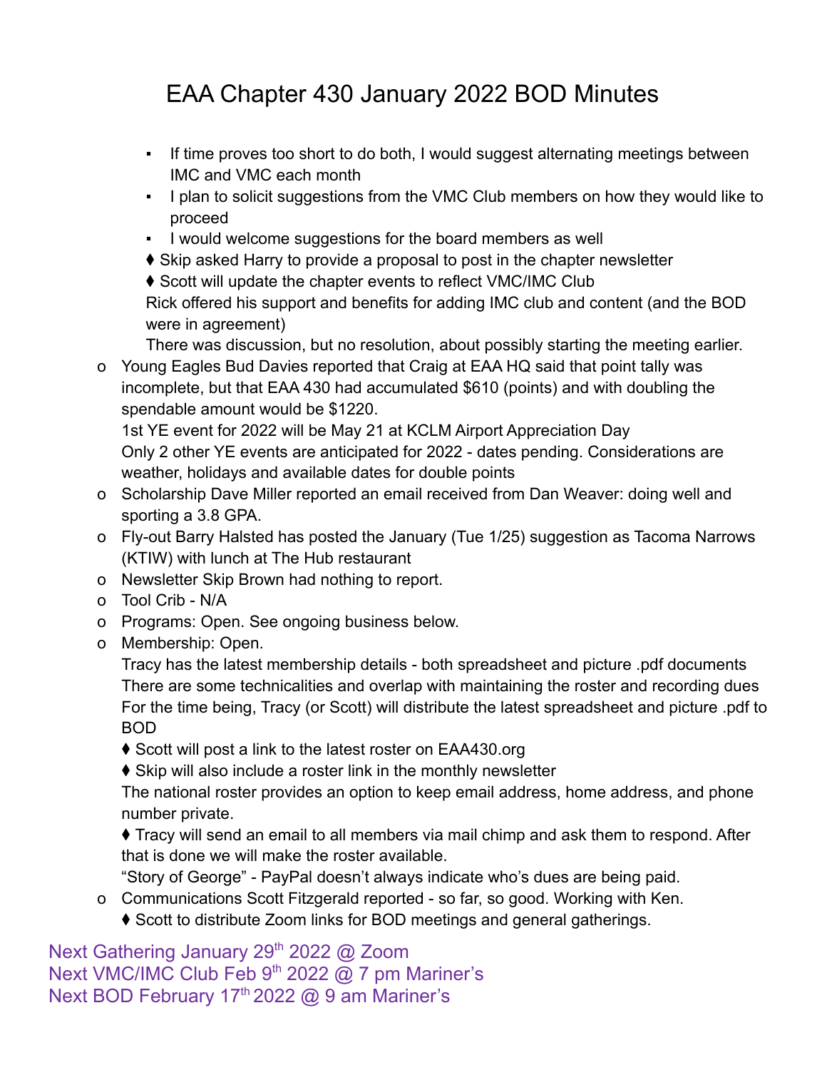# EAA Chapter 430 January 2022 BOD Minutes

- If time proves too short to do both, I would suggest alternating meetings between IMC and VMC each month
- I plan to solicit suggestions from the VMC Club members on how they would like to proceed
- I would welcome suggestions for the board members as well

♦ Skip asked Harry to provide a proposal to post in the chapter newsletter

♦ Scott will update the chapter events to reflect VMC/IMC Club

Rick offered his support and benefits for adding IMC club and content (and the BOD were in agreement)

There was discussion, but no resolution, about possibly starting the meeting earlier.

- Young Eagles Bud Davies reported that Craig at EAA HQ said that point tally was incomplete, but that EAA 430 had accumulated $610 (points) and with doubling the spendable amount would be $1220.
  1st YE event for 2022 will be May 21 at KCLM Airport Appreciation Day
  Only 2 other YE events are anticipated for 2022 - dates pending. Considerations are weather, holidays and available dates for double points
- Scholarship Dave Miller reported an email received from Dan Weaver: doing well and sporting a 3.8 GPA.
- Fly-out Barry Halsted has posted the January (Tue 1/25) suggestion as Tacoma Narrows (KTIW) with lunch at The Hub restaurant
- Newsletter Skip Brown had nothing to report.
- Tool Crib - N/A
- Programs: Open. See ongoing business below.
- Membership: Open.
  Tracy has the latest membership details - both spreadsheet and picture .pdf documents
  There are some technicalities and overlap with maintaining the roster and recording dues
  For the time being, Tracy (or Scott) will distribute the latest spreadsheet and picture .pdf to BOD

  ♦ Scott will post a link to the latest roster on EAA430.org

  ♦ Skip will also include a roster link in the monthly newsletter

  The national roster provides an option to keep email address, home address, and phone number private.

  ♦ Tracy will send an email to all members via mail chimp and ask them to respond. After that is done we will make the roster available.

  "Story of George" - PayPal doesn't always indicate who's dues are being paid.
- Communications Scott Fitzgerald reported - so far, so good. Working with Ken.

  ♦ Scott to distribute Zoom links for BOD meetings and general gatherings.

Next Gathering January 29th 2022 @ Zoom
Next VMC/IMC Club Feb 9th 2022 @ 7 pm Mariner's
Next BOD February 17th 2022 @ 9 am Mariner's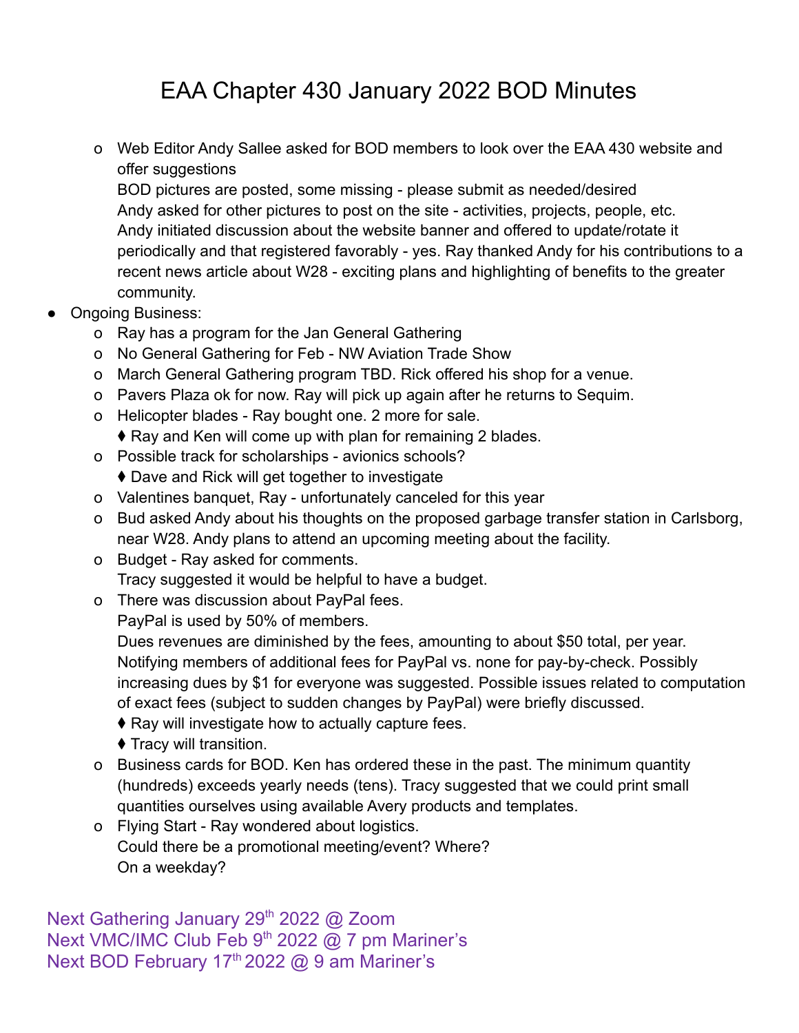# EAA Chapter 430 January 2022 BOD Minutes

- Web Editor Andy Sallee asked for BOD members to look over the EAA 430 website and offer suggestions
  BOD pictures are posted, some missing - please submit as needed/desired
  Andy asked for other pictures to post on the site - activities, projects, people, etc.
  Andy initiated discussion about the website banner and offered to update/rotate it periodically and that registered favorably - yes. Ray thanked Andy for his contributions to a recent news article about W28 - exciting plans and highlighting of benefits to the greater community.

- Ongoing Business:
  - Ray has a program for the Jan General Gathering
  - No General Gathering for Feb - NW Aviation Trade Show
  - March General Gathering program TBD. Rick offered his shop for a venue.
  - Pavers Plaza ok for now. Ray will pick up again after he returns to Sequim.
  - Helicopter blades - Ray bought one. 2 more for sale.
    - ♦ Ray and Ken will come up with plan for remaining 2 blades.
  - Possible track for scholarships - avionics schools?
    - ♦ Dave and Rick will get together to investigate
  - Valentines banquet, Ray - unfortunately canceled for this year
  - Bud asked Andy about his thoughts on the proposed garbage transfer station in Carlsborg, near W28. Andy plans to attend an upcoming meeting about the facility.
  - Budget - Ray asked for comments.
    Tracy suggested it would be helpful to have a budget.
  - There was discussion about PayPal fees.
    PayPal is used by 50% of members.
    Dues revenues are diminished by the fees, amounting to about $50 total, per year.
    Notifying members of additional fees for PayPal vs. none for pay-by-check. Possibly increasing dues by $1 for everyone was suggested. Possible issues related to computation of exact fees (subject to sudden changes by PayPal) were briefly discussed.
    - ♦ Ray will investigate how to actually capture fees.
    - ♦ Tracy will transition.
  - Business cards for BOD. Ken has ordered these in the past. The minimum quantity (hundreds) exceeds yearly needs (tens). Tracy suggested that we could print small quantities ourselves using available Avery products and templates.
  - Flying Start - Ray wondered about logistics.
    Could there be a promotional meeting/event? Where?
    On a weekday?

Next Gathering January 29th 2022 @ Zoom
Next VMC/IMC Club Feb 9th 2022 @ 7 pm Mariner's
Next BOD February 17th 2022 @ 9 am Mariner's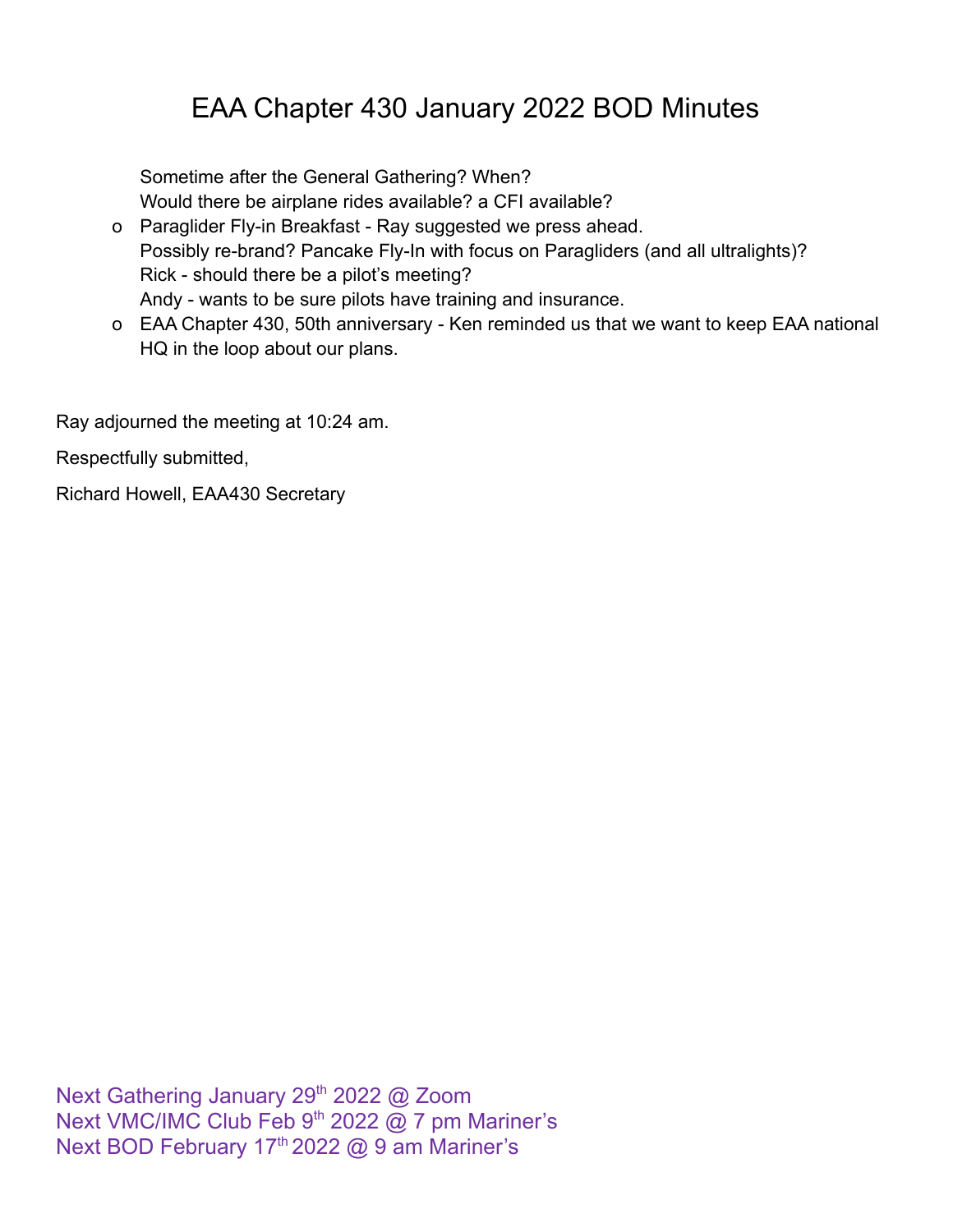# EAA Chapter 430 January 2022 BOD Minutes

Sometime after the General Gathering? When?
Would there be airplane rides available? a CFI available?

- Paraglider Fly-in Breakfast - Ray suggested we press ahead.
  Possibly re-brand? Pancake Fly-In with focus on Paragliders (and all ultralights)?
  Rick - should there be a pilot's meeting?
  Andy - wants to be sure pilots have training and insurance.
- EAA Chapter 430, 50th anniversary - Ken reminded us that we want to keep EAA national HQ in the loop about our plans.

Ray adjourned the meeting at 10:24 am.

Respectfully submitted,

Richard Howell, EAA430 Secretary

Next Gathering January 29th 2022 @ Zoom
Next VMC/IMC Club Feb 9th 2022 @ 7 pm Mariner's
Next BOD February 17th 2022 @ 9 am Mariner's